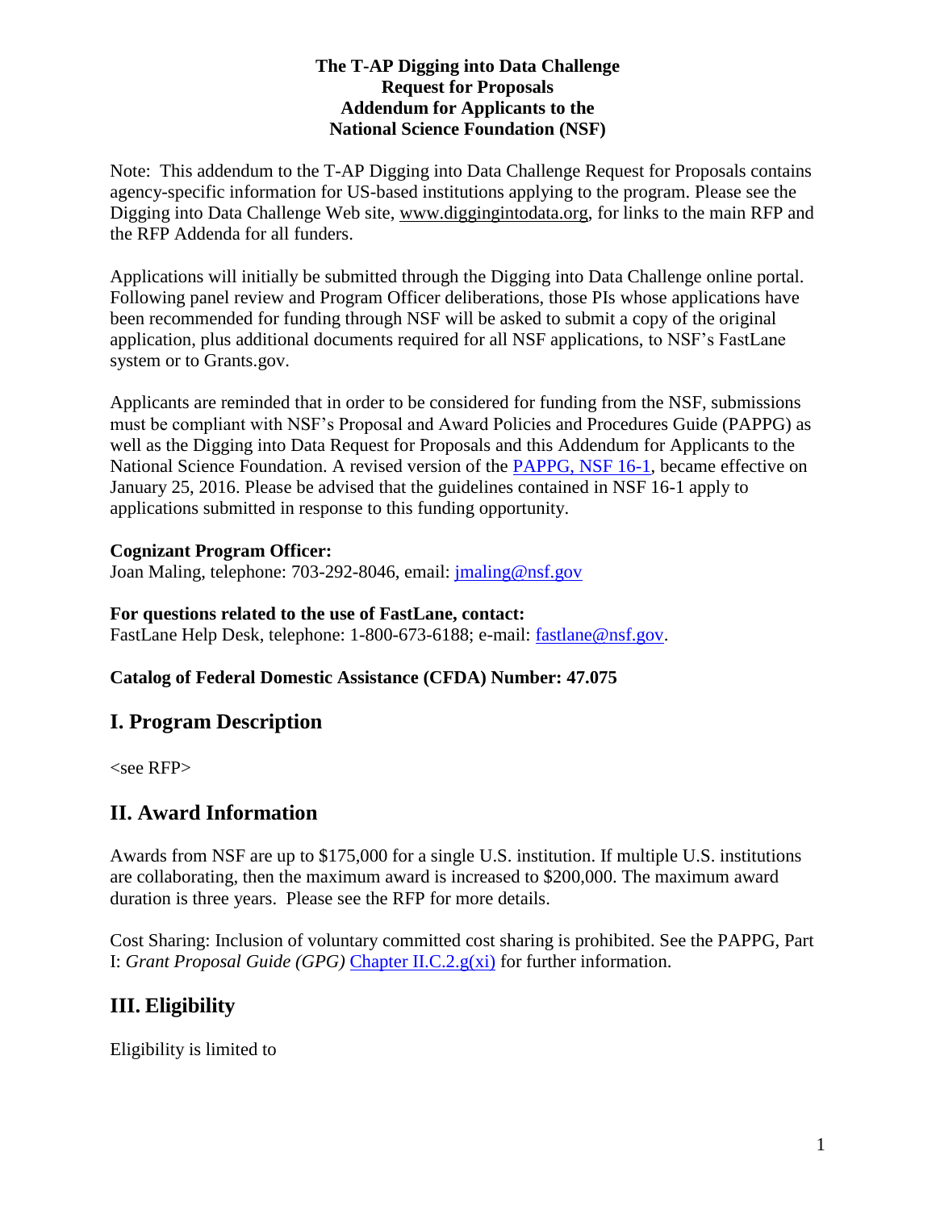**The T-AP Digging into Data Challenge**
**Request for Proposals**
**Addendum for Applicants to the**
**National Science Foundation (NSF)**

Note: This addendum to the T-AP Digging into Data Challenge Request for Proposals contains agency-specific information for US-based institutions applying to the program. Please see the Digging into Data Challenge Web site, www.diggingintodata.org, for links to the main RFP and the RFP Addenda for all funders.

Applications will initially be submitted through the Digging into Data Challenge online portal. Following panel review and Program Officer deliberations, those PIs whose applications have been recommended for funding through NSF will be asked to submit a copy of the original application, plus additional documents required for all NSF applications, to NSF's FastLane system or to Grants.gov.

Applicants are reminded that in order to be considered for funding from the NSF, submissions must be compliant with NSF's Proposal and Award Policies and Procedures Guide (PAPPG) as well as the Digging into Data Request for Proposals and this Addendum for Applicants to the National Science Foundation. A revised version of the [PAPPG, NSF 16-1](PAPPG, NSF 16-1), became effective on January 25, 2016. Please be advised that the guidelines contained in NSF 16-1 apply to applications submitted in response to this funding opportunity.

**Cognizant Program Officer:**
Joan Maling, telephone: 703-292-8046, email: jmaling@nsf.gov

**For questions related to the use of FastLane, contact:**
FastLane Help Desk, telephone: 1-800-673-6188; e-mail: fastlane@nsf.gov.

**Catalog of Federal Domestic Assistance (CFDA) Number: 47.075**

## I. Program Description

<see RFP>

## II. Award Information

Awards from NSF are up to $175,000 for a single U.S. institution. If multiple U.S. institutions are collaborating, then the maximum award is increased to $200,000. The maximum award duration is three years. Please see the RFP for more details.

Cost Sharing: Inclusion of voluntary committed cost sharing is prohibited. See the PAPPG, Part I: *Grant Proposal Guide (GPG)* Chapter II.C.2.g(xi) for further information.

## III. Eligibility

Eligibility is limited to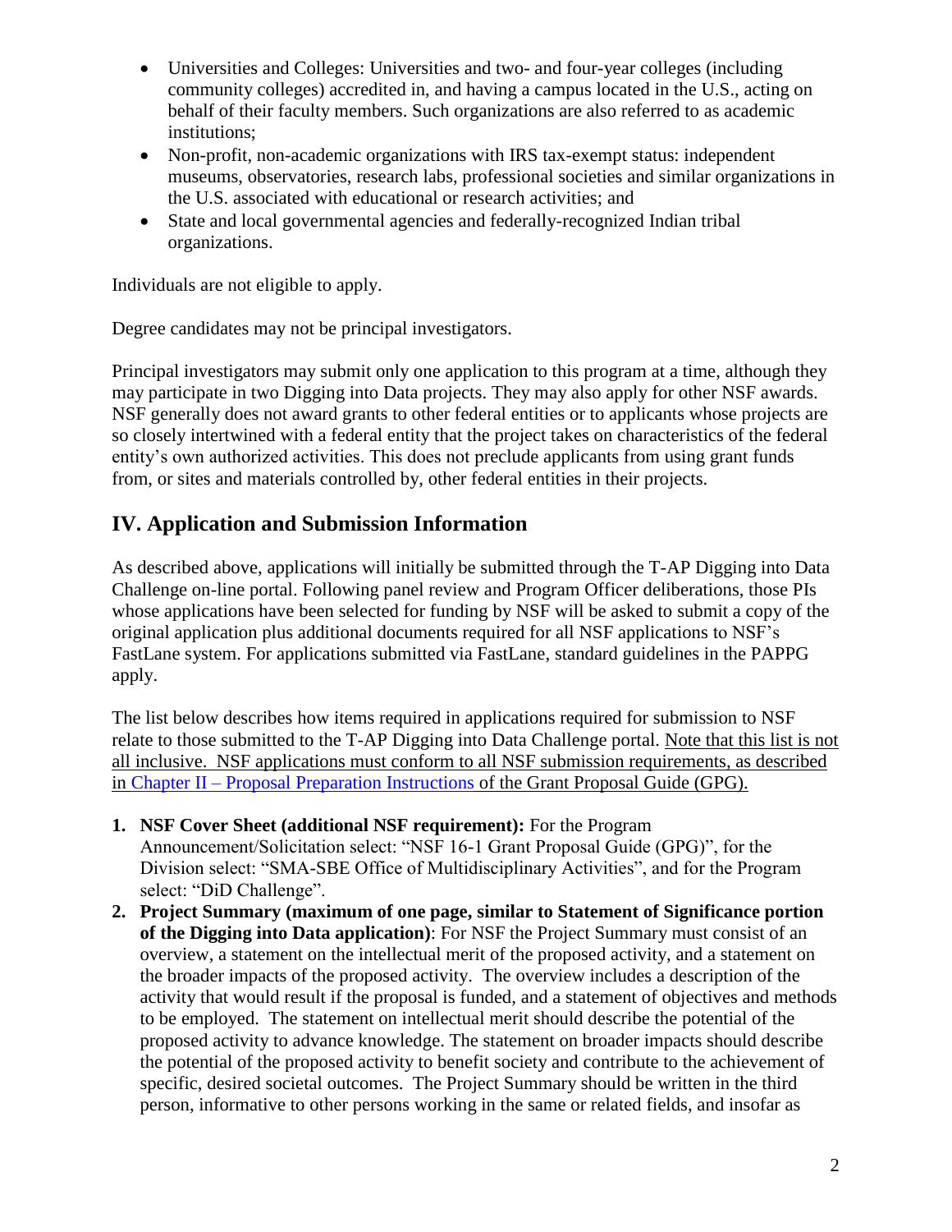- Universities and Colleges: Universities and two- and four-year colleges (including community colleges) accredited in, and having a campus located in the U.S., acting on behalf of their faculty members. Such organizations are also referred to as academic institutions;
- Non-profit, non-academic organizations with IRS tax-exempt status: independent museums, observatories, research labs, professional societies and similar organizations in the U.S. associated with educational or research activities; and
- State and local governmental agencies and federally-recognized Indian tribal organizations.

Individuals are not eligible to apply.

Degree candidates may not be principal investigators.

Principal investigators may submit only one application to this program at a time, although they may participate in two Digging into Data projects. They may also apply for other NSF awards. NSF generally does not award grants to other federal entities or to applicants whose projects are so closely intertwined with a federal entity that the project takes on characteristics of the federal entity's own authorized activities. This does not preclude applicants from using grant funds from, or sites and materials controlled by, other federal entities in their projects.

## IV. Application and Submission Information

As described above, applications will initially be submitted through the T-AP Digging into Data Challenge on-line portal. Following panel review and Program Officer deliberations, those PIs whose applications have been selected for funding by NSF will be asked to submit a copy of the original application plus additional documents required for all NSF applications to NSF's FastLane system. For applications submitted via FastLane, standard guidelines in the PAPPG apply.

The list below describes how items required in applications required for submission to NSF relate to those submitted to the T-AP Digging into Data Challenge portal. Note that this list is not all inclusive. NSF applications must conform to all NSF submission requirements, as described in Chapter II – Proposal Preparation Instructions of the Grant Proposal Guide (GPG).

1. **NSF Cover Sheet (additional NSF requirement):** For the Program Announcement/Solicitation select: "NSF 16-1 Grant Proposal Guide (GPG)", for the Division select: "SMA-SBE Office of Multidisciplinary Activities", and for the Program select: "DiD Challenge".
2. **Project Summary (maximum of one page, similar to Statement of Significance portion of the Digging into Data application)**: For NSF the Project Summary must consist of an overview, a statement on the intellectual merit of the proposed activity, and a statement on the broader impacts of the proposed activity. The overview includes a description of the activity that would result if the proposal is funded, and a statement of objectives and methods to be employed. The statement on intellectual merit should describe the potential of the proposed activity to advance knowledge. The statement on broader impacts should describe the potential of the proposed activity to benefit society and contribute to the achievement of specific, desired societal outcomes. The Project Summary should be written in the third person, informative to other persons working in the same or related fields, and insofar as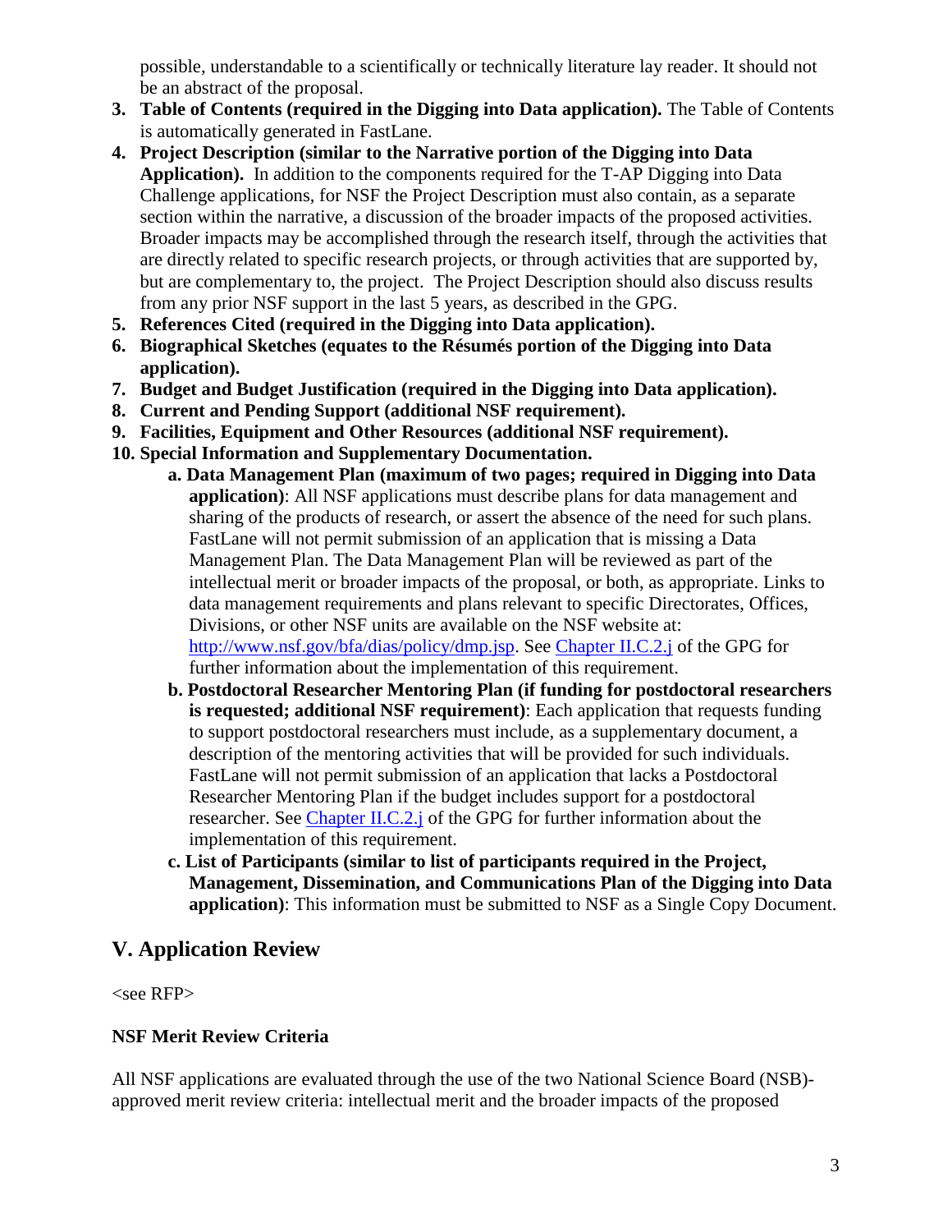possible, understandable to a scientifically or technically literature lay reader. It should not be an abstract of the proposal.

3. **Table of Contents (required in the Digging into Data application).** The Table of Contents is automatically generated in FastLane.
4. **Project Description (similar to the Narrative portion of the Digging into Data Application).** In addition to the components required for the T-AP Digging into Data Challenge applications, for NSF the Project Description must also contain, as a separate section within the narrative, a discussion of the broader impacts of the proposed activities. Broader impacts may be accomplished through the research itself, through the activities that are directly related to specific research projects, or through activities that are supported by, but are complementary to, the project. The Project Description should also discuss results from any prior NSF support in the last 5 years, as described in the GPG.
5. **References Cited (required in the Digging into Data application).**
6. **Biographical Sketches (equates to the Résumés portion of the Digging into Data application).**
7. **Budget and Budget Justification (required in the Digging into Data application).**
8. **Current and Pending Support (additional NSF requirement).**
9. **Facilities, Equipment and Other Resources (additional NSF requirement).**
10. **Special Information and Supplementary Documentation.**
    a. **Data Management Plan (maximum of two pages; required in Digging into Data application)**: All NSF applications must describe plans for data management and sharing of the products of research, or assert the absence of the need for such plans. FastLane will not permit submission of an application that is missing a Data Management Plan. The Data Management Plan will be reviewed as part of the intellectual merit or broader impacts of the proposal, or both, as appropriate. Links to data management requirements and plans relevant to specific Directorates, Offices, Divisions, or other NSF units are available on the NSF website at: [http://www.nsf.gov/bfa/dias/policy/dmp.jsp](http://www.nsf.gov/bfa/dias/policy/dmp.jsp). See [Chapter II.C.2.j](#) of the GPG for further information about the implementation of this requirement.
    b. **Postdoctoral Researcher Mentoring Plan (if funding for postdoctoral researchers is requested; additional NSF requirement)**: Each application that requests funding to support postdoctoral researchers must include, as a supplementary document, a description of the mentoring activities that will be provided for such individuals. FastLane will not permit submission of an application that lacks a Postdoctoral Researcher Mentoring Plan if the budget includes support for a postdoctoral researcher. See [Chapter II.C.2.j](#) of the GPG for further information about the implementation of this requirement.
    c. **List of Participants (similar to list of participants required in the Project, Management, Dissemination, and Communications Plan of the Digging into Data application)**: This information must be submitted to NSF as a Single Copy Document.

## V. Application Review

<see RFP>

**NSF Merit Review Criteria**

All NSF applications are evaluated through the use of the two National Science Board (NSB)-approved merit review criteria: intellectual merit and the broader impacts of the proposed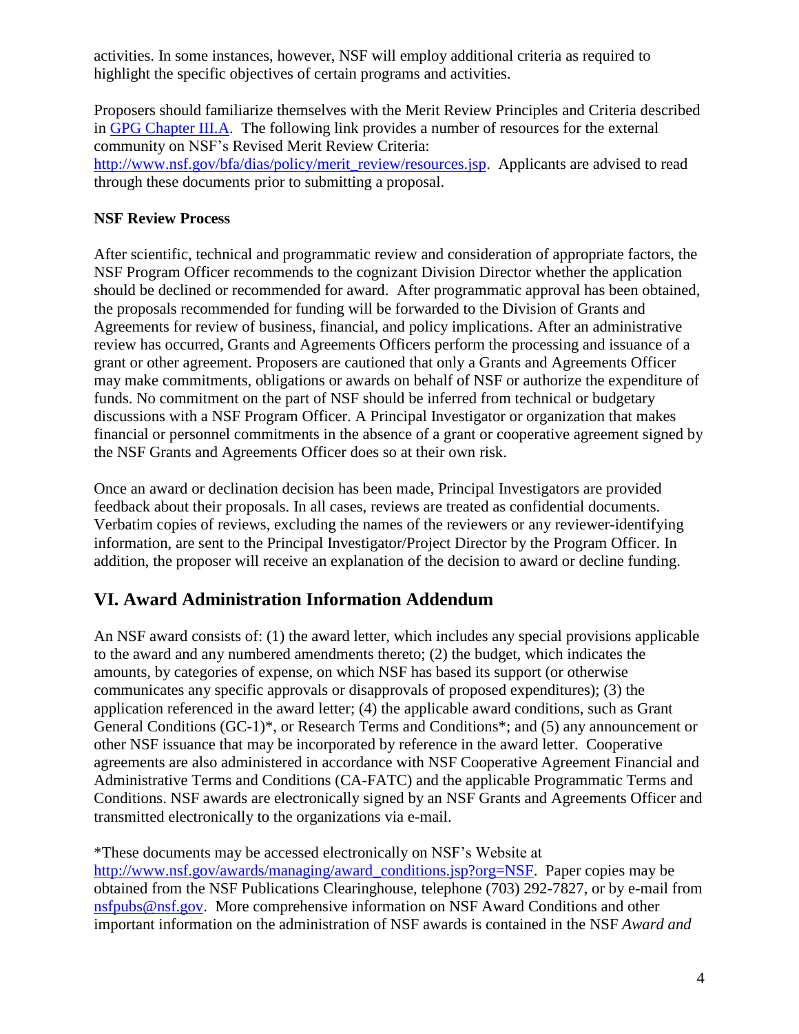activities. In some instances, however, NSF will employ additional criteria as required to highlight the specific objectives of certain programs and activities.

Proposers should familiarize themselves with the Merit Review Principles and Criteria described in [GPG Chapter III.A](#). The following link provides a number of resources for the external community on NSF's Revised Merit Review Criteria: [http://www.nsf.gov/bfa/dias/policy/merit_review/resources.jsp](http://www.nsf.gov/bfa/dias/policy/merit_review/resources.jsp). Applicants are advised to read through these documents prior to submitting a proposal.

**NSF Review Process**

After scientific, technical and programmatic review and consideration of appropriate factors, the NSF Program Officer recommends to the cognizant Division Director whether the application should be declined or recommended for award. After programmatic approval has been obtained, the proposals recommended for funding will be forwarded to the Division of Grants and Agreements for review of business, financial, and policy implications. After an administrative review has occurred, Grants and Agreements Officers perform the processing and issuance of a grant or other agreement. Proposers are cautioned that only a Grants and Agreements Officer may make commitments, obligations or awards on behalf of NSF or authorize the expenditure of funds. No commitment on the part of NSF should be inferred from technical or budgetary discussions with a NSF Program Officer. A Principal Investigator or organization that makes financial or personnel commitments in the absence of a grant or cooperative agreement signed by the NSF Grants and Agreements Officer does so at their own risk.

Once an award or declination decision has been made, Principal Investigators are provided feedback about their proposals. In all cases, reviews are treated as confidential documents. Verbatim copies of reviews, excluding the names of the reviewers or any reviewer-identifying information, are sent to the Principal Investigator/Project Director by the Program Officer. In addition, the proposer will receive an explanation of the decision to award or decline funding.

## VI. Award Administration Information Addendum

An NSF award consists of: (1) the award letter, which includes any special provisions applicable to the award and any numbered amendments thereto; (2) the budget, which indicates the amounts, by categories of expense, on which NSF has based its support (or otherwise communicates any specific approvals or disapprovals of proposed expenditures); (3) the application referenced in the award letter; (4) the applicable award conditions, such as Grant General Conditions (GC-1)*, or Research Terms and Conditions*; and (5) any announcement or other NSF issuance that may be incorporated by reference in the award letter. Cooperative agreements are also administered in accordance with NSF Cooperative Agreement Financial and Administrative Terms and Conditions (CA-FATC) and the applicable Programmatic Terms and Conditions. NSF awards are electronically signed by an NSF Grants and Agreements Officer and transmitted electronically to the organizations via e-mail.

*These documents may be accessed electronically on NSF's Website at [http://www.nsf.gov/awards/managing/award_conditions.jsp?org=NSF](http://www.nsf.gov/awards/managing/award_conditions.jsp?org=NSF). Paper copies may be obtained from the NSF Publications Clearinghouse, telephone (703) 292-7827, or by e-mail from [nsfpubs@nsf.gov](mailto:nsfpubs@nsf.gov). More comprehensive information on NSF Award Conditions and other important information on the administration of NSF awards is contained in the NSF *Award and*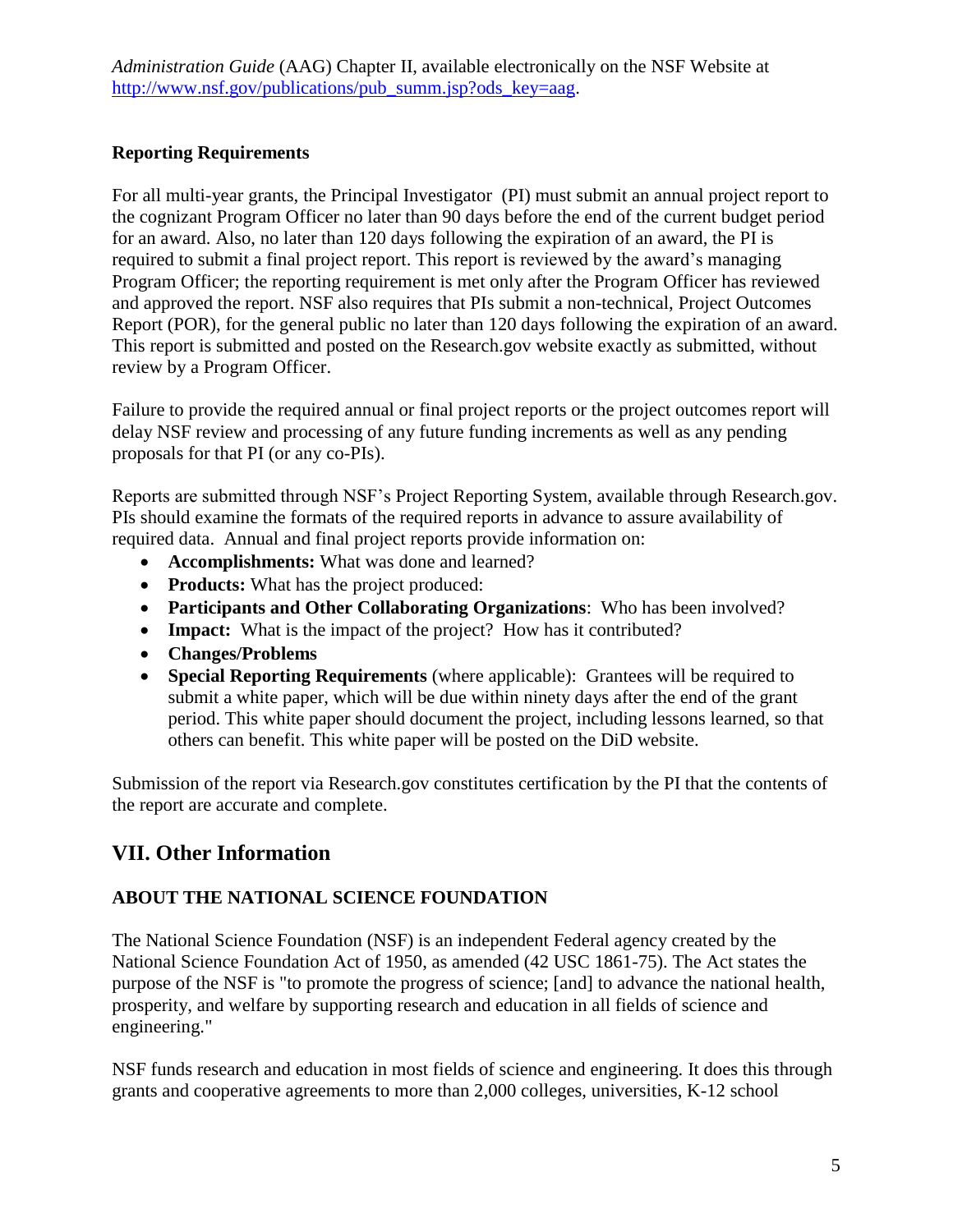*Administration Guide* (AAG) Chapter II, available electronically on the NSF Website at http://www.nsf.gov/publications/pub_summ.jsp?ods_key=aag.

**Reporting Requirements**

For all multi-year grants, the Principal Investigator (PI) must submit an annual project report to the cognizant Program Officer no later than 90 days before the end of the current budget period for an award. Also, no later than 120 days following the expiration of an award, the PI is required to submit a final project report. This report is reviewed by the award's managing Program Officer; the reporting requirement is met only after the Program Officer has reviewed and approved the report. NSF also requires that PIs submit a non-technical, Project Outcomes Report (POR), for the general public no later than 120 days following the expiration of an award. This report is submitted and posted on the Research.gov website exactly as submitted, without review by a Program Officer.

Failure to provide the required annual or final project reports or the project outcomes report will delay NSF review and processing of any future funding increments as well as any pending proposals for that PI (or any co-PIs).

Reports are submitted through NSF's Project Reporting System, available through Research.gov. PIs should examine the formats of the required reports in advance to assure availability of required data. Annual and final project reports provide information on:

- **Accomplishments:** What was done and learned?
- **Products:** What has the project produced:
- **Participants and Other Collaborating Organizations**: Who has been involved?
- **Impact:** What is the impact of the project? How has it contributed?
- **Changes/Problems**
- **Special Reporting Requirements** (where applicable): Grantees will be required to submit a white paper, which will be due within ninety days after the end of the grant period. This white paper should document the project, including lessons learned, so that others can benefit. This white paper will be posted on the DiD website.

Submission of the report via Research.gov constitutes certification by the PI that the contents of the report are accurate and complete.

## VII. Other Information

**ABOUT THE NATIONAL SCIENCE FOUNDATION**

The National Science Foundation (NSF) is an independent Federal agency created by the National Science Foundation Act of 1950, as amended (42 USC 1861-75). The Act states the purpose of the NSF is "to promote the progress of science; [and] to advance the national health, prosperity, and welfare by supporting research and education in all fields of science and engineering."

NSF funds research and education in most fields of science and engineering. It does this through grants and cooperative agreements to more than 2,000 colleges, universities, K-12 school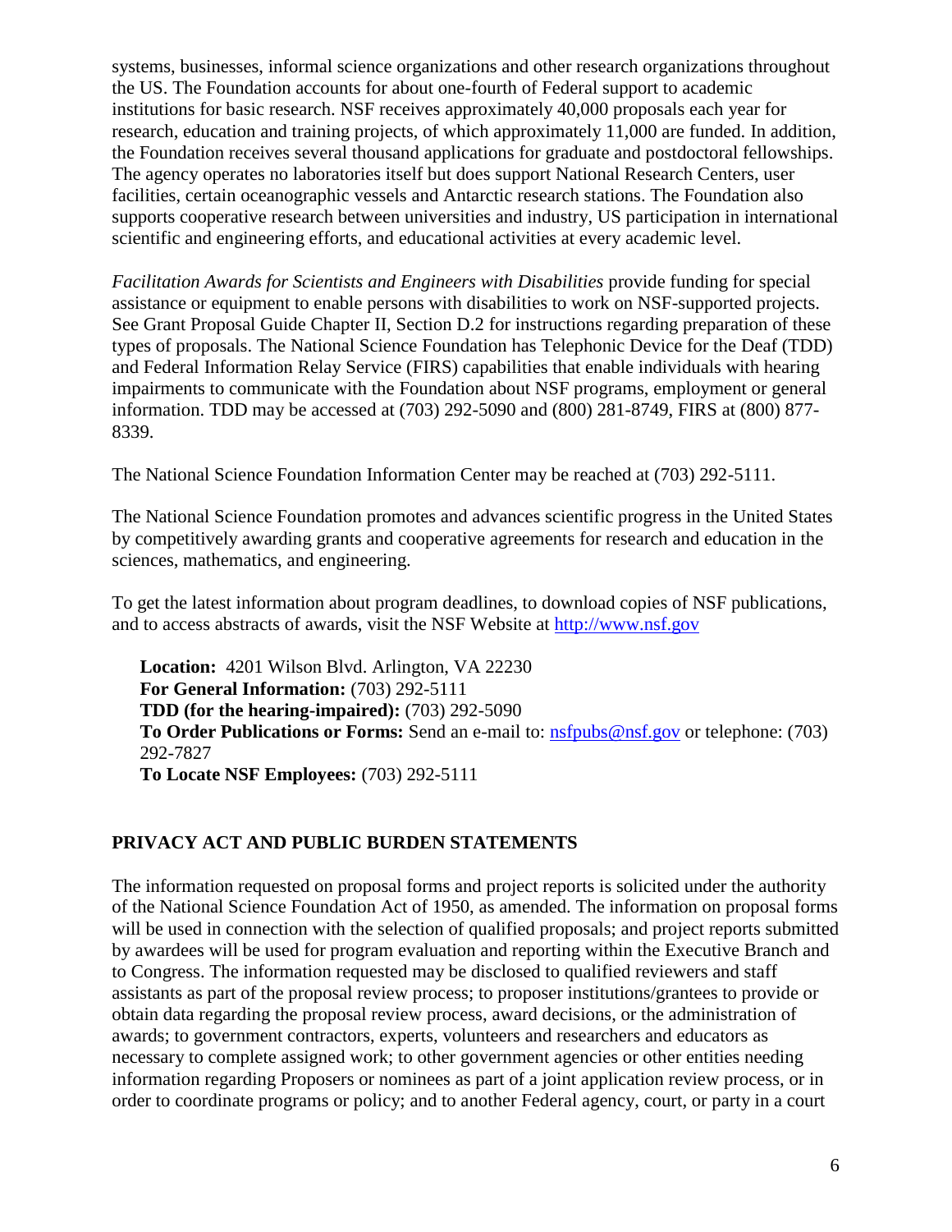systems, businesses, informal science organizations and other research organizations throughout the US. The Foundation accounts for about one-fourth of Federal support to academic institutions for basic research. NSF receives approximately 40,000 proposals each year for research, education and training projects, of which approximately 11,000 are funded. In addition, the Foundation receives several thousand applications for graduate and postdoctoral fellowships. The agency operates no laboratories itself but does support National Research Centers, user facilities, certain oceanographic vessels and Antarctic research stations. The Foundation also supports cooperative research between universities and industry, US participation in international scientific and engineering efforts, and educational activities at every academic level.

*Facilitation Awards for Scientists and Engineers with Disabilities* provide funding for special assistance or equipment to enable persons with disabilities to work on NSF-supported projects. See Grant Proposal Guide Chapter II, Section D.2 for instructions regarding preparation of these types of proposals. The National Science Foundation has Telephonic Device for the Deaf (TDD) and Federal Information Relay Service (FIRS) capabilities that enable individuals with hearing impairments to communicate with the Foundation about NSF programs, employment or general information. TDD may be accessed at (703) 292-5090 and (800) 281-8749, FIRS at (800) 877-8339.

The National Science Foundation Information Center may be reached at (703) 292-5111.

The National Science Foundation promotes and advances scientific progress in the United States by competitively awarding grants and cooperative agreements for research and education in the sciences, mathematics, and engineering.

To get the latest information about program deadlines, to download copies of NSF publications, and to access abstracts of awards, visit the NSF Website at [http://www.nsf.gov](http://www.nsf.gov)

**Location:** 4201 Wilson Blvd. Arlington, VA 22230
**For General Information:** (703) 292-5111
**TDD (for the hearing-impaired):** (703) 292-5090
**To Order Publications or Forms:** Send an e-mail to: [nsfpubs@nsf.gov](mailto:nsfpubs@nsf.gov) or telephone: (703) 292-7827
**To Locate NSF Employees:** (703) 292-5111

## PRIVACY ACT AND PUBLIC BURDEN STATEMENTS

The information requested on proposal forms and project reports is solicited under the authority of the National Science Foundation Act of 1950, as amended. The information on proposal forms will be used in connection with the selection of qualified proposals; and project reports submitted by awardees will be used for program evaluation and reporting within the Executive Branch and to Congress. The information requested may be disclosed to qualified reviewers and staff assistants as part of the proposal review process; to proposer institutions/grantees to provide or obtain data regarding the proposal review process, award decisions, or the administration of awards; to government contractors, experts, volunteers and researchers and educators as necessary to complete assigned work; to other government agencies or other entities needing information regarding Proposers or nominees as part of a joint application review process, or in order to coordinate programs or policy; and to another Federal agency, court, or party in a court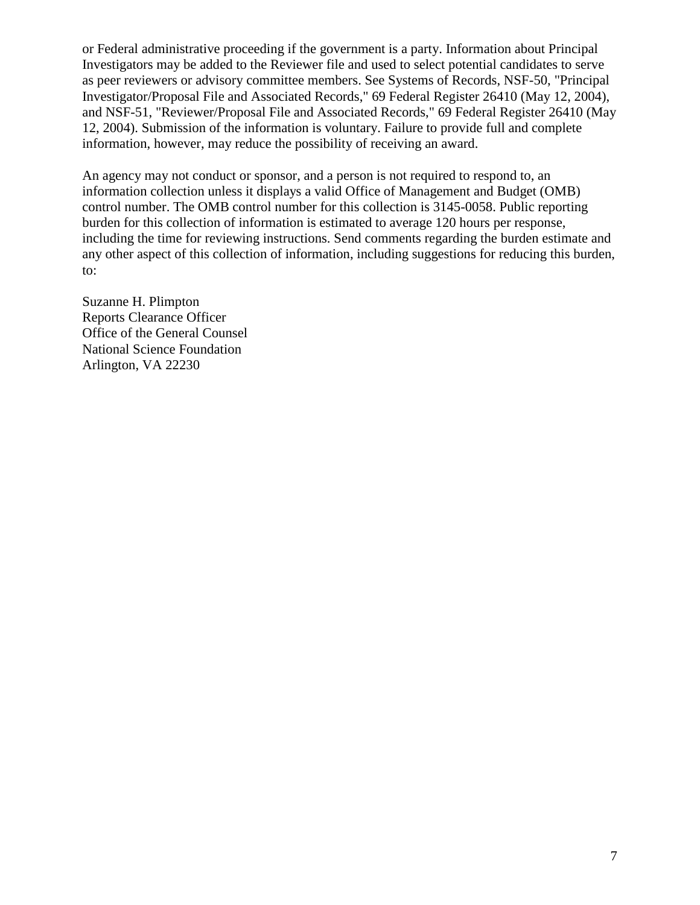or Federal administrative proceeding if the government is a party. Information about Principal Investigators may be added to the Reviewer file and used to select potential candidates to serve as peer reviewers or advisory committee members. See Systems of Records, NSF-50, "Principal Investigator/Proposal File and Associated Records," 69 Federal Register 26410 (May 12, 2004), and NSF-51, "Reviewer/Proposal File and Associated Records," 69 Federal Register 26410 (May 12, 2004). Submission of the information is voluntary. Failure to provide full and complete information, however, may reduce the possibility of receiving an award.

An agency may not conduct or sponsor, and a person is not required to respond to, an information collection unless it displays a valid Office of Management and Budget (OMB) control number. The OMB control number for this collection is 3145-0058. Public reporting burden for this collection of information is estimated to average 120 hours per response, including the time for reviewing instructions. Send comments regarding the burden estimate and any other aspect of this collection of information, including suggestions for reducing this burden, to:

Suzanne H. Plimpton  
Reports Clearance Officer  
Office of the General Counsel  
National Science Foundation  
Arlington, VA 22230